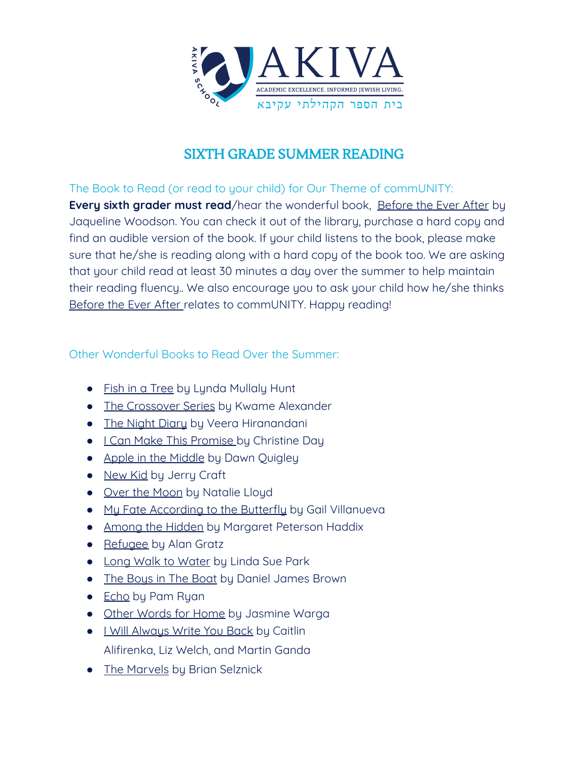AKIVA

ACADEMIC EXCELLENCE. INFORMED JEWISH LIVING.

בית הספר הקהילתי עקיבא

# SIXTH GRADE SUMMER READING

The Book to Read (or read to your child) for Our Theme of commUNITY:

**Every sixth grader must read**/hear the wonderful book, Before the Ever After by Jaqueline Woodson. You can check it out of the library, purchase a hard copy and find an audible version of the book. If your child listens to the book, please make sure that he/she is reading along with a hard copy of the book too. We are asking that your child read at least 30 minutes a day over the summer to help maintain their reading fluency.. We also encourage you to ask your child how he/she thinks Before the Ever After relates to commUNITY. Happy reading!

Other Wonderful Books to Read Over the Summer:

- Fish in a Tree by Lynda Mullaly Hunt
- The Crossover Series by Kwame Alexander
- The Night Diary by Veera Hiranandani
- I Can Make This Promise by Christine Day
- Apple in the Middle by Dawn Quigley
- New Kid by Jerry Craft
- Over the Moon by Natalie Lloyd
- My Fate According to the Butterfly by Gail Villanueva
- Among the Hidden by Margaret Peterson Haddix
- Refugee by Alan Gratz
- Long Walk to Water by Linda Sue Park
- The Boys in The Boat by Daniel James Brown
- Echo by Pam Ryan
- Other Words for Home by Jasmine Warga
- I Will Always Write You Back by Caitlin Alifirenka, Liz Welch, and Martin Ganda
- The Marvels by Brian Selznick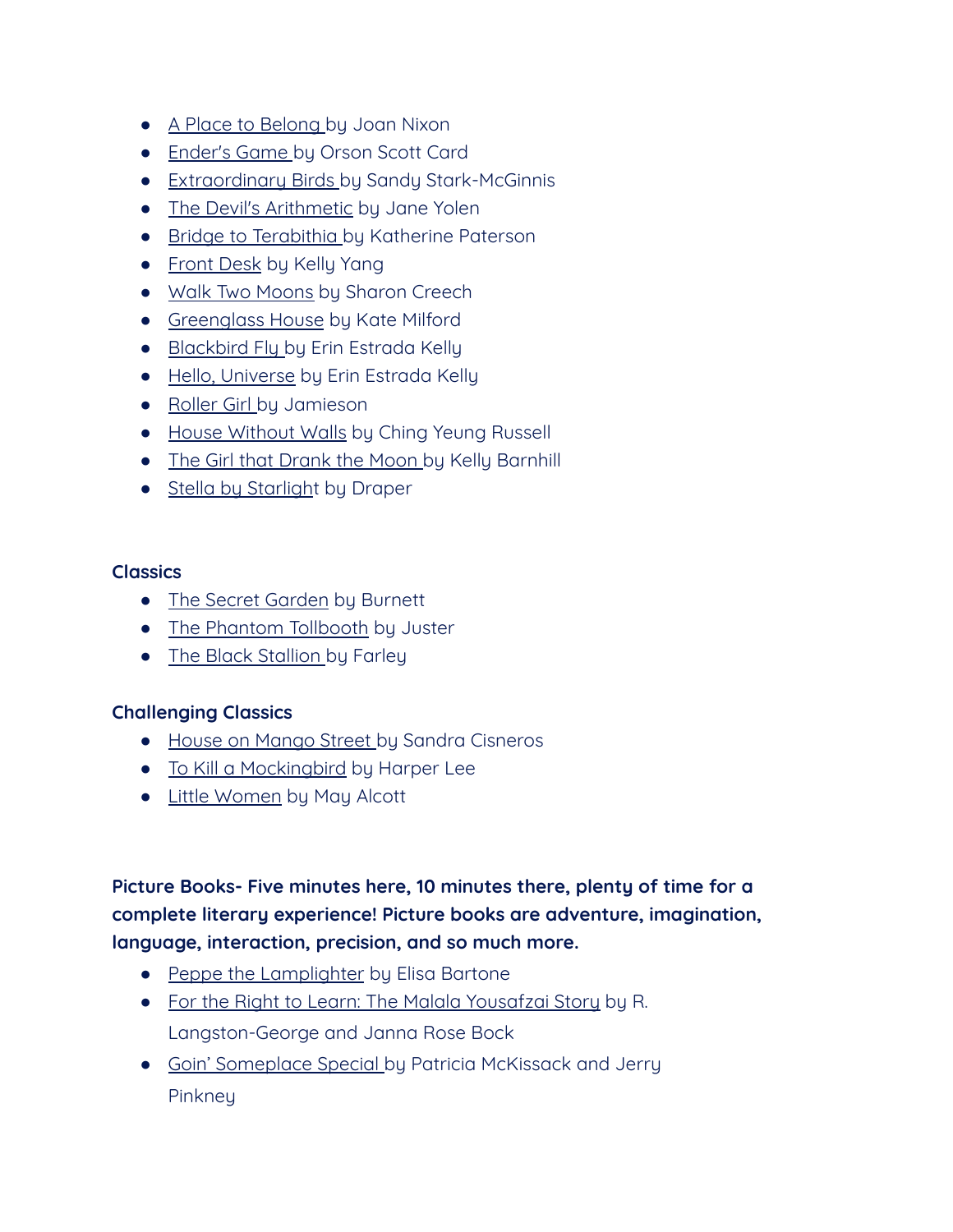- A Place to Belong by Joan Nixon
- Ender's Game by Orson Scott Card
- Extraordinary Birds by Sandy Stark-McGinnis
- The Devil's Arithmetic by Jane Yolen
- Bridge to Terabithia by Katherine Paterson
- Front Desk by Kelly Yang
- Walk Two Moons by Sharon Creech
- Greenglass House by Kate Milford
- Blackbird Fly by Erin Estrada Kelly
- Hello, Universe by Erin Estrada Kelly
- Roller Girl by Jamieson
- House Without Walls by Ching Yeung Russell
- The Girl that Drank the Moon by Kelly Barnhill
- Stella by Starlight by Draper

**Classics**

- The Secret Garden by Burnett
- The Phantom Tollbooth by Juster
- The Black Stallion by Farley

**Challenging Classics**

- House on Mango Street by Sandra Cisneros
- To Kill a Mockingbird by Harper Lee
- Little Women by May Alcott

**Picture Books- Five minutes here, 10 minutes there, plenty of time for a complete literary experience! Picture books are adventure, imagination, language, interaction, precision, and so much more.**

- Peppe the Lamplighter by Elisa Bartone
- For the Right to Learn: The Malala Yousafzai Story by R. Langston-George and Janna Rose Bock
- Goin' Someplace Special by Patricia McKissack and Jerry Pinkney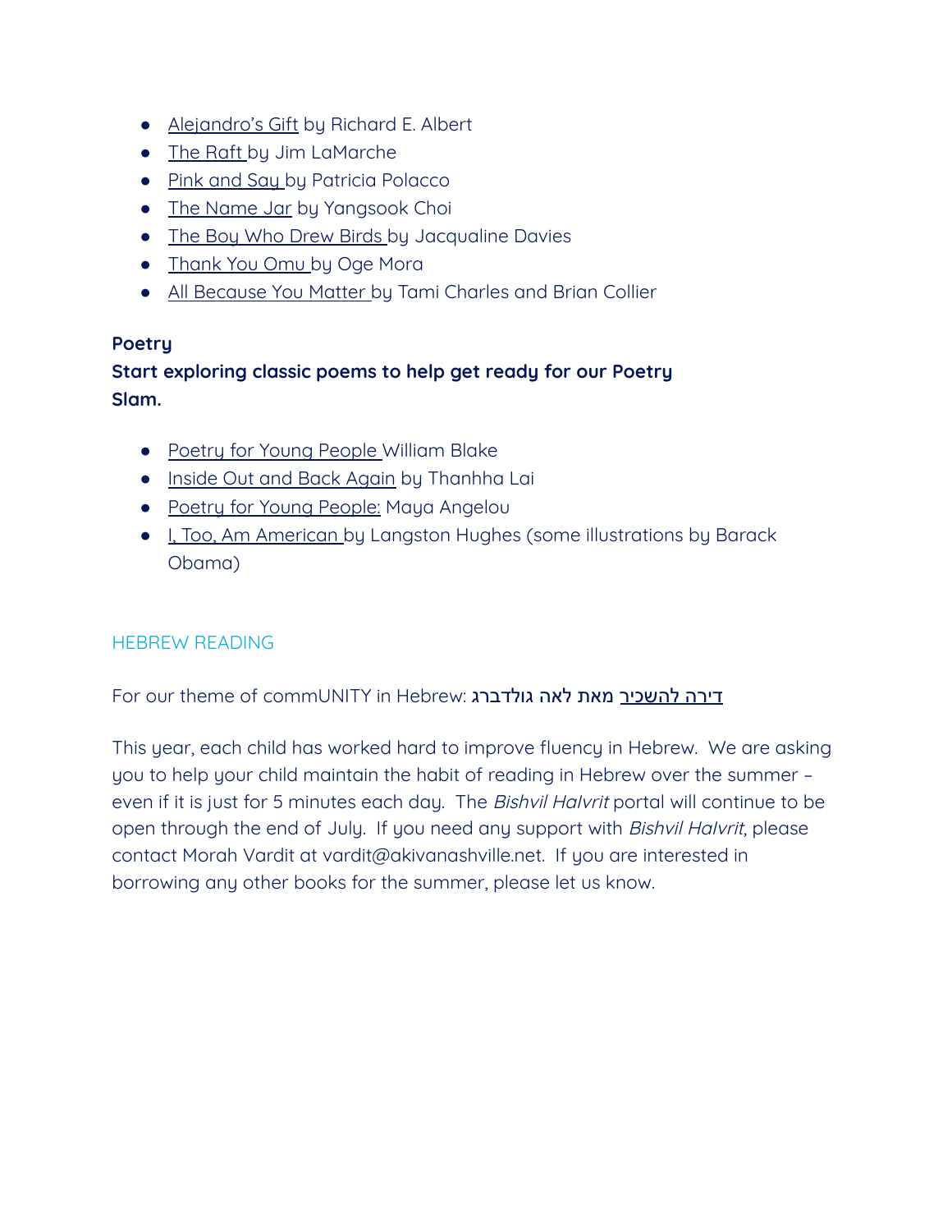- Alejandro's Gift by Richard E. Albert
- The Raft by Jim LaMarche
- Pink and Say by Patricia Polacco
- The Name Jar by Yangsook Choi
- The Boy Who Drew Birds by Jacqualine Davies
- Thank You Omu by Oge Mora
- All Because You Matter by Tami Charles and Brian Collier

**Poetry**
**Start exploring classic poems to help get ready for our Poetry Slam.**

- Poetry for Young People William Blake
- Inside Out and Back Again by Thanhha Lai
- Poetry for Young People: Maya Angelou
- I, Too, Am American by Langston Hughes (some illustrations by Barack Obama)

HEBREW READING

For our theme of commUNITY in Hebrew: דירה להשכיר מאת לאה גולדברג

This year, each child has worked hard to improve fluency in Hebrew. We are asking you to help your child maintain the habit of reading in Hebrew over the summer – even if it is just for 5 minutes each day. The *Bishvil HaIvrit* portal will continue to be open through the end of July. If you need any support with *Bishvil HaIvrit*, please contact Morah Vardit at vardit@akivanashville.net. If you are interested in borrowing any other books for the summer, please let us know.